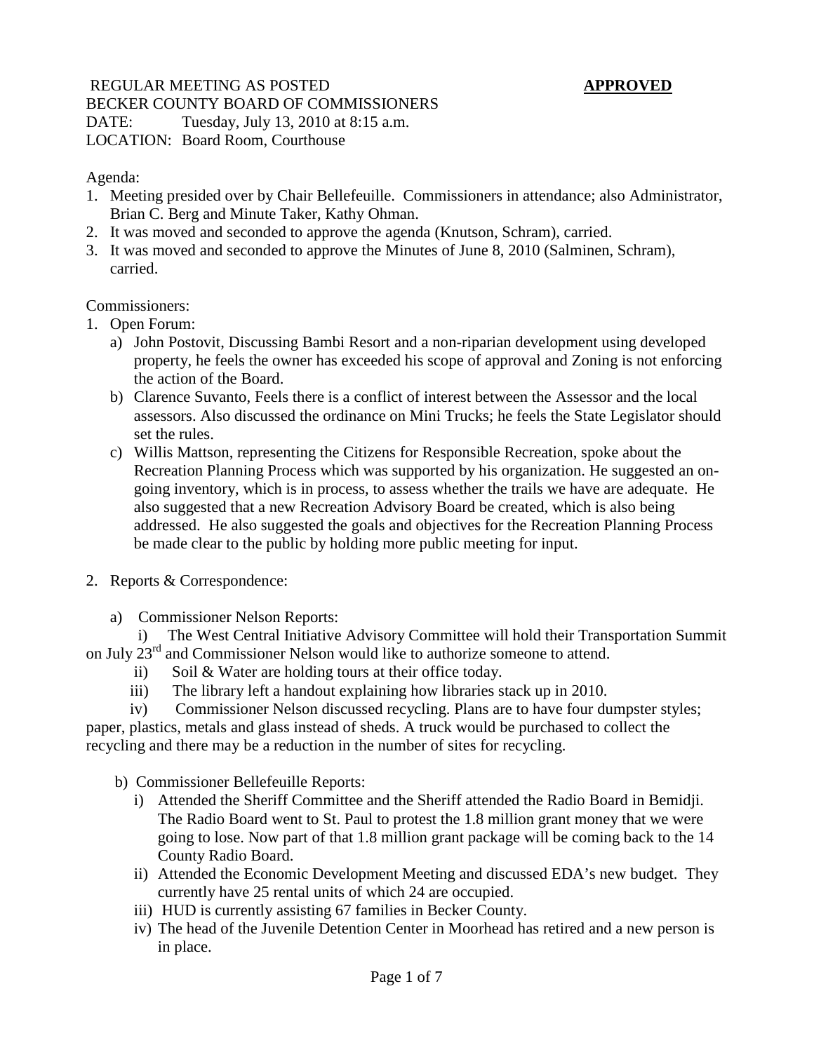REGULAR MEETING AS POSTED **APPROVED**

BECKER COUNTY BOARD OF COMMISSIONERS

DATE: Tuesday, July 13, 2010 at 8:15 a.m.

LOCATION: Board Room, Courthouse

Agenda:

1. Meeting presided over by Chair Bellefeuille. Commissioners in attendance; also Administrator, Brian C. Berg and Minute Taker, Kathy Ohman.
2. It was moved and seconded to approve the agenda (Knutson, Schram), carried.
3. It was moved and seconded to approve the Minutes of June 8, 2010 (Salminen, Schram), carried.

Commissioners:

1. Open Forum:
   a) John Postovit, Discussing Bambi Resort and a non-riparian development using developed property, he feels the owner has exceeded his scope of approval and Zoning is not enforcing the action of the Board.
   b) Clarence Suvanto, Feels there is a conflict of interest between the Assessor and the local assessors. Also discussed the ordinance on Mini Trucks; he feels the State Legislator should set the rules.
   c) Willis Mattson, representing the Citizens for Responsible Recreation, spoke about the Recreation Planning Process which was supported by his organization. He suggested an on-going inventory, which is in process, to assess whether the trails we have are adequate. He also suggested that a new Recreation Advisory Board be created, which is also being addressed. He also suggested the goals and objectives for the Recreation Planning Process be made clear to the public by holding more public meeting for input.

2. Reports & Correspondence:

   a) Commissioner Nelson Reports:

      i) The West Central Initiative Advisory Committee will hold their Transportation Summit on July 23rd and Commissioner Nelson would like to authorize someone to attend.

      ii) Soil & Water are holding tours at their office today.

      iii) The library left a handout explaining how libraries stack up in 2010.

      iv) Commissioner Nelson discussed recycling. Plans are to have four dumpster styles; paper, plastics, metals and glass instead of sheds. A truck would be purchased to collect the recycling and there may be a reduction in the number of sites for recycling.

   b) Commissioner Bellefeuille Reports:
      i) Attended the Sheriff Committee and the Sheriff attended the Radio Board in Bemidji. The Radio Board went to St. Paul to protest the 1.8 million grant money that we were going to lose. Now part of that 1.8 million grant package will be coming back to the 14 County Radio Board.
      ii) Attended the Economic Development Meeting and discussed EDA's new budget. They currently have 25 rental units of which 24 are occupied.
      iii) HUD is currently assisting 67 families in Becker County.
      iv) The head of the Juvenile Detention Center in Moorhead has retired and a new person is in place.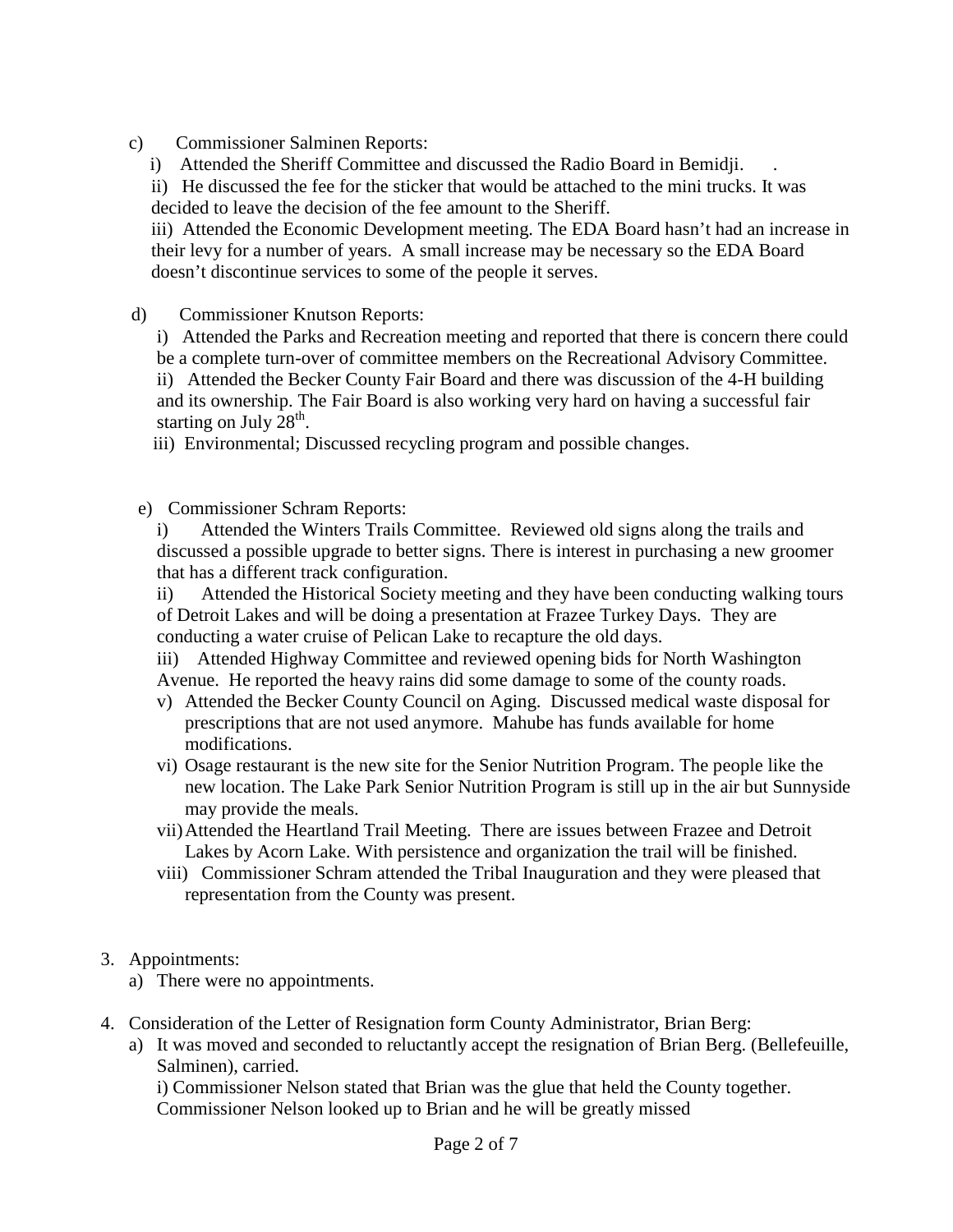c) Commissioner Salminen Reports:

i) Attended the Sheriff Committee and discussed the Radio Board in Bemidji. .

ii) He discussed the fee for the sticker that would be attached to the mini trucks. It was decided to leave the decision of the fee amount to the Sheriff.

iii) Attended the Economic Development meeting. The EDA Board hasn't had an increase in their levy for a number of years. A small increase may be necessary so the EDA Board doesn't discontinue services to some of the people it serves.

d) Commissioner Knutson Reports:

i) Attended the Parks and Recreation meeting and reported that there is concern there could be a complete turn-over of committee members on the Recreational Advisory Committee.

ii) Attended the Becker County Fair Board and there was discussion of the 4-H building and its ownership. The Fair Board is also working very hard on having a successful fair starting on July 28th.

iii) Environmental; Discussed recycling program and possible changes.

e) Commissioner Schram Reports:

i) Attended the Winters Trails Committee. Reviewed old signs along the trails and discussed a possible upgrade to better signs. There is interest in purchasing a new groomer that has a different track configuration.

ii) Attended the Historical Society meeting and they have been conducting walking tours of Detroit Lakes and will be doing a presentation at Frazee Turkey Days. They are conducting a water cruise of Pelican Lake to recapture the old days.

iii) Attended Highway Committee and reviewed opening bids for North Washington Avenue. He reported the heavy rains did some damage to some of the county roads.

v) Attended the Becker County Council on Aging. Discussed medical waste disposal for prescriptions that are not used anymore. Mahube has funds available for home modifications.

vi) Osage restaurant is the new site for the Senior Nutrition Program. The people like the new location. The Lake Park Senior Nutrition Program is still up in the air but Sunnyside may provide the meals.

vii) Attended the Heartland Trail Meeting. There are issues between Frazee and Detroit Lakes by Acorn Lake. With persistence and organization the trail will be finished.

viii) Commissioner Schram attended the Tribal Inauguration and they were pleased that representation from the County was present.

3. Appointments:
   a) There were no appointments.

4. Consideration of the Letter of Resignation form County Administrator, Brian Berg:
   a) It was moved and seconded to reluctantly accept the resignation of Brian Berg. (Bellefeuille, Salminen), carried.

      i) Commissioner Nelson stated that Brian was the glue that held the County together. Commissioner Nelson looked up to Brian and he will be greatly missed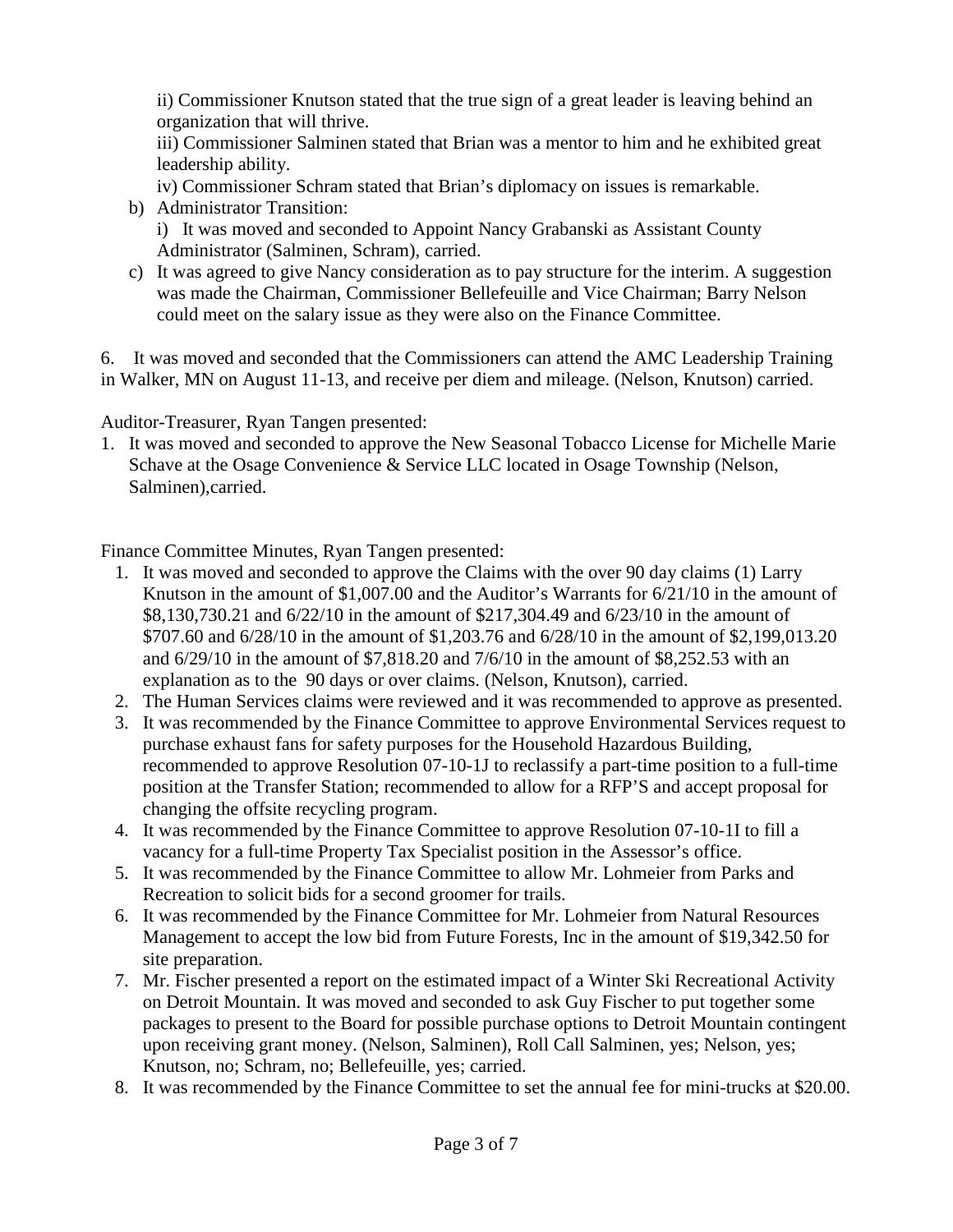ii) Commissioner Knutson stated that the true sign of a great leader is leaving behind an organization that will thrive.

iii) Commissioner Salminen stated that Brian was a mentor to him and he exhibited great leadership ability.

iv) Commissioner Schram stated that Brian's diplomacy on issues is remarkable.

b) Administrator Transition:

   i) It was moved and seconded to Appoint Nancy Grabanski as Assistant County Administrator (Salminen, Schram), carried.

c) It was agreed to give Nancy consideration as to pay structure for the interim. A suggestion was made the Chairman, Commissioner Bellefeuille and Vice Chairman; Barry Nelson could meet on the salary issue as they were also on the Finance Committee.

6. It was moved and seconded that the Commissioners can attend the AMC Leadership Training in Walker, MN on August 11-13, and receive per diem and mileage. (Nelson, Knutson) carried.

Auditor-Treasurer, Ryan Tangen presented:

1. It was moved and seconded to approve the New Seasonal Tobacco License for Michelle Marie Schave at the Osage Convenience & Service LLC located in Osage Township (Nelson, Salminen),carried.

Finance Committee Minutes, Ryan Tangen presented:

1. It was moved and seconded to approve the Claims with the over 90 day claims (1) Larry Knutson in the amount of $1,007.00 and the Auditor's Warrants for 6/21/10 in the amount of $8,130,730.21 and 6/22/10 in the amount of $217,304.49 and 6/23/10 in the amount of $707.60 and 6/28/10 in the amount of $1,203.76 and 6/28/10 in the amount of $2,199,013.20 and 6/29/10 in the amount of $7,818.20 and 7/6/10 in the amount of $8,252.53 with an explanation as to the 90 days or over claims. (Nelson, Knutson), carried.
2. The Human Services claims were reviewed and it was recommended to approve as presented.
3. It was recommended by the Finance Committee to approve Environmental Services request to purchase exhaust fans for safety purposes for the Household Hazardous Building, recommended to approve Resolution 07-10-1J to reclassify a part-time position to a full-time position at the Transfer Station; recommended to allow for a RFP'S and accept proposal for changing the offsite recycling program.
4. It was recommended by the Finance Committee to approve Resolution 07-10-1I to fill a vacancy for a full-time Property Tax Specialist position in the Assessor's office.
5. It was recommended by the Finance Committee to allow Mr. Lohmeier from Parks and Recreation to solicit bids for a second groomer for trails.
6. It was recommended by the Finance Committee for Mr. Lohmeier from Natural Resources Management to accept the low bid from Future Forests, Inc in the amount of $19,342.50 for site preparation.
7. Mr. Fischer presented a report on the estimated impact of a Winter Ski Recreational Activity on Detroit Mountain. It was moved and seconded to ask Guy Fischer to put together some packages to present to the Board for possible purchase options to Detroit Mountain contingent upon receiving grant money. (Nelson, Salminen), Roll Call Salminen, yes; Nelson, yes; Knutson, no; Schram, no; Bellefeuille, yes; carried.
8. It was recommended by the Finance Committee to set the annual fee for mini-trucks at $20.00.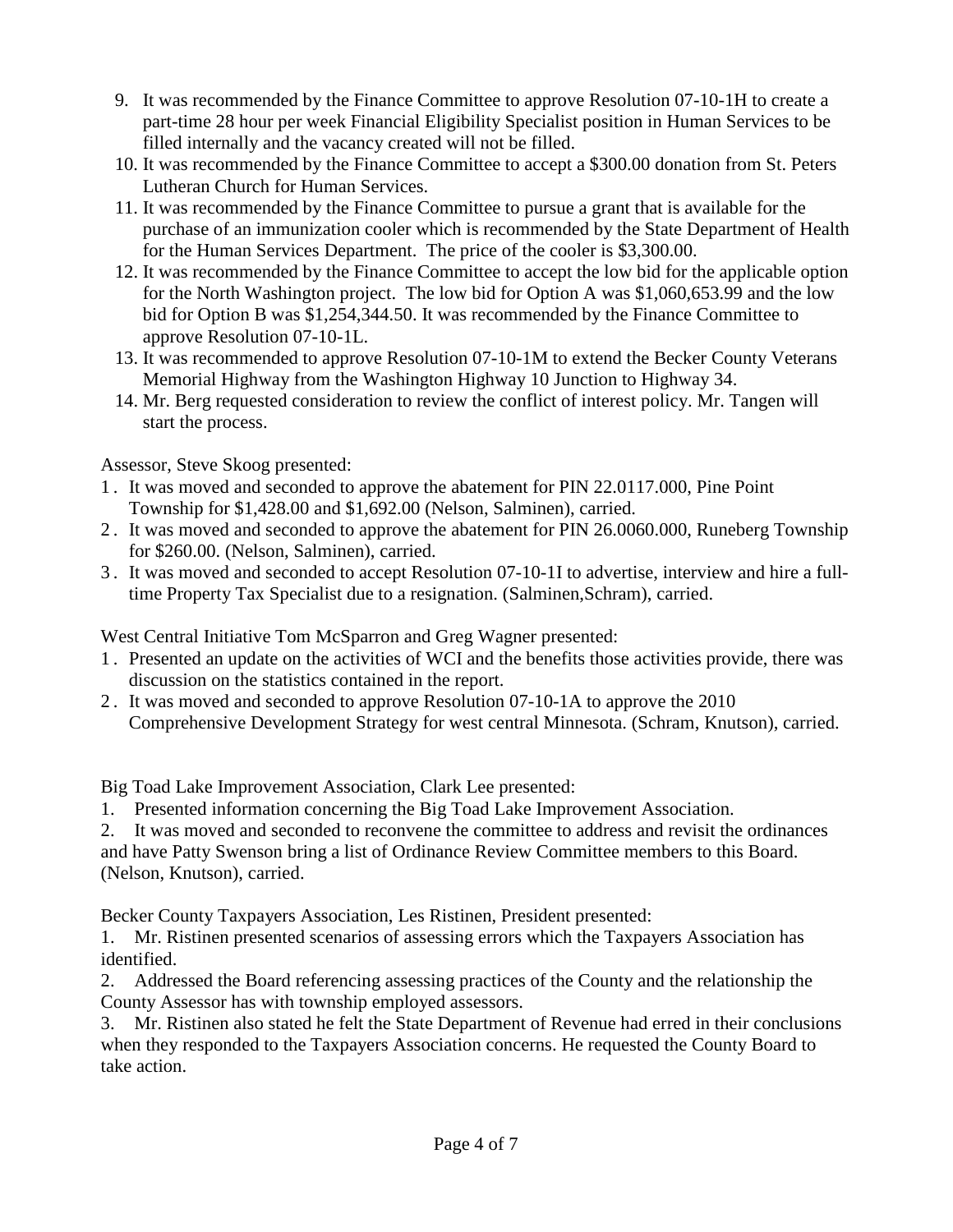9. It was recommended by the Finance Committee to approve Resolution 07-10-1H to create a part-time 28 hour per week Financial Eligibility Specialist position in Human Services to be filled internally and the vacancy created will not be filled.
10. It was recommended by the Finance Committee to accept a $300.00 donation from St. Peters Lutheran Church for Human Services.
11. It was recommended by the Finance Committee to pursue a grant that is available for the purchase of an immunization cooler which is recommended by the State Department of Health for the Human Services Department. The price of the cooler is $3,300.00.
12. It was recommended by the Finance Committee to accept the low bid for the applicable option for the North Washington project. The low bid for Option A was $1,060,653.99 and the low bid for Option B was $1,254,344.50. It was recommended by the Finance Committee to approve Resolution 07-10-1L.
13. It was recommended to approve Resolution 07-10-1M to extend the Becker County Veterans Memorial Highway from the Washington Highway 10 Junction to Highway 34.
14. Mr. Berg requested consideration to review the conflict of interest policy. Mr. Tangen will start the process.

Assessor, Steve Skoog presented:

1. It was moved and seconded to approve the abatement for PIN 22.0117.000, Pine Point Township for $1,428.00 and $1,692.00 (Nelson, Salminen), carried.
2. It was moved and seconded to approve the abatement for PIN 26.0060.000, Runeberg Township for $260.00. (Nelson, Salminen), carried.
3. It was moved and seconded to accept Resolution 07-10-1I to advertise, interview and hire a full-time Property Tax Specialist due to a resignation. (Salminen,Schram), carried.

West Central Initiative Tom McSparron and Greg Wagner presented:

1. Presented an update on the activities of WCI and the benefits those activities provide, there was discussion on the statistics contained in the report.
2. It was moved and seconded to approve Resolution 07-10-1A to approve the 2010 Comprehensive Development Strategy for west central Minnesota. (Schram, Knutson), carried.

Big Toad Lake Improvement Association, Clark Lee presented:

1. Presented information concerning the Big Toad Lake Improvement Association.
2. It was moved and seconded to reconvene the committee to address and revisit the ordinances and have Patty Swenson bring a list of Ordinance Review Committee members to this Board. (Nelson, Knutson), carried.

Becker County Taxpayers Association, Les Ristinen, President presented:

1. Mr. Ristinen presented scenarios of assessing errors which the Taxpayers Association has identified.
2. Addressed the Board referencing assessing practices of the County and the relationship the County Assessor has with township employed assessors.
3. Mr. Ristinen also stated he felt the State Department of Revenue had erred in their conclusions when they responded to the Taxpayers Association concerns. He requested the County Board to take action.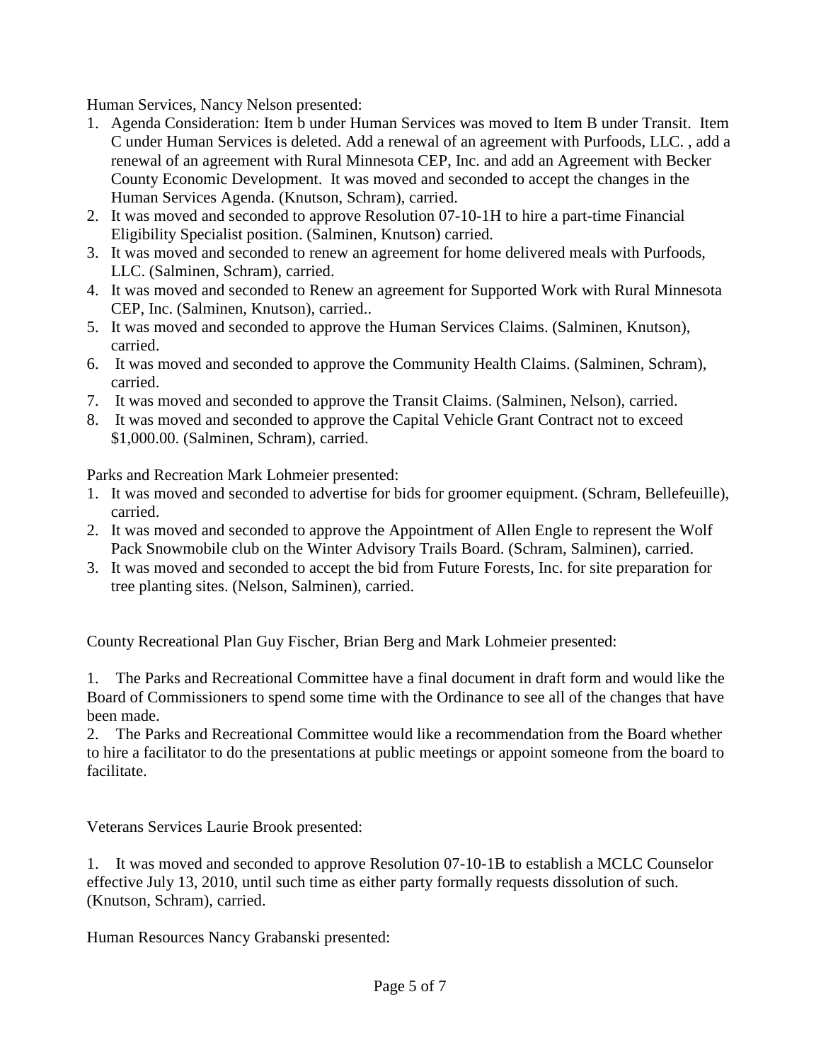Human Services, Nancy Nelson presented:

1. Agenda Consideration: Item b under Human Services was moved to Item B under Transit. Item C under Human Services is deleted. Add a renewal of an agreement with Purfoods, LLC. , add a renewal of an agreement with Rural Minnesota CEP, Inc. and add an Agreement with Becker County Economic Development. It was moved and seconded to accept the changes in the Human Services Agenda. (Knutson, Schram), carried.
2. It was moved and seconded to approve Resolution 07-10-1H to hire a part-time Financial Eligibility Specialist position. (Salminen, Knutson) carried.
3. It was moved and seconded to renew an agreement for home delivered meals with Purfoods, LLC. (Salminen, Schram), carried.
4. It was moved and seconded to Renew an agreement for Supported Work with Rural Minnesota CEP, Inc. (Salminen, Knutson), carried..
5. It was moved and seconded to approve the Human Services Claims. (Salminen, Knutson), carried.
6. It was moved and seconded to approve the Community Health Claims. (Salminen, Schram), carried.
7. It was moved and seconded to approve the Transit Claims. (Salminen, Nelson), carried.
8. It was moved and seconded to approve the Capital Vehicle Grant Contract not to exceed $1,000.00. (Salminen, Schram), carried.

Parks and Recreation Mark Lohmeier presented:

1. It was moved and seconded to advertise for bids for groomer equipment. (Schram, Bellefeuille), carried.
2. It was moved and seconded to approve the Appointment of Allen Engle to represent the Wolf Pack Snowmobile club on the Winter Advisory Trails Board. (Schram, Salminen), carried.
3. It was moved and seconded to accept the bid from Future Forests, Inc. for site preparation for tree planting sites. (Nelson, Salminen), carried.

County Recreational Plan Guy Fischer, Brian Berg and Mark Lohmeier presented:

1. The Parks and Recreational Committee have a final document in draft form and would like the Board of Commissioners to spend some time with the Ordinance to see all of the changes that have been made.
2. The Parks and Recreational Committee would like a recommendation from the Board whether to hire a facilitator to do the presentations at public meetings or appoint someone from the board to facilitate.

Veterans Services Laurie Brook presented:

1. It was moved and seconded to approve Resolution 07-10-1B to establish a MCLC Counselor effective July 13, 2010, until such time as either party formally requests dissolution of such. (Knutson, Schram), carried.

Human Resources Nancy Grabanski presented: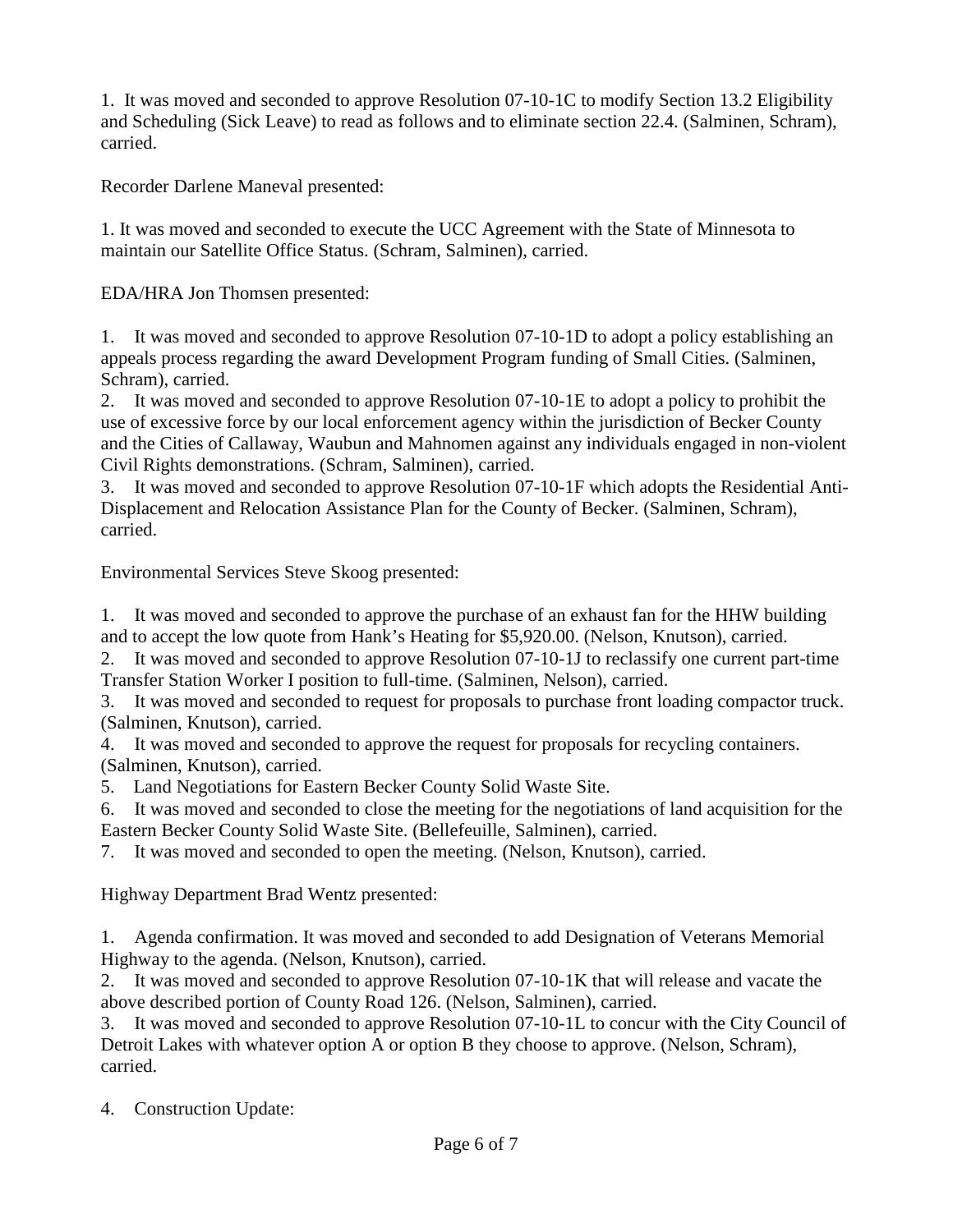1. It was moved and seconded to approve Resolution 07-10-1C to modify Section 13.2 Eligibility and Scheduling (Sick Leave) to read as follows and to eliminate section 22.4. (Salminen, Schram), carried.

Recorder Darlene Maneval presented:

1. It was moved and seconded to execute the UCC Agreement with the State of Minnesota to maintain our Satellite Office Status. (Schram, Salminen), carried.

EDA/HRA Jon Thomsen presented:

1. It was moved and seconded to approve Resolution 07-10-1D to adopt a policy establishing an appeals process regarding the award Development Program funding of Small Cities. (Salminen, Schram), carried.
2. It was moved and seconded to approve Resolution 07-10-1E to adopt a policy to prohibit the use of excessive force by our local enforcement agency within the jurisdiction of Becker County and the Cities of Callaway, Waubun and Mahnomen against any individuals engaged in non-violent Civil Rights demonstrations. (Schram, Salminen), carried.
3. It was moved and seconded to approve Resolution 07-10-1F which adopts the Residential Anti-Displacement and Relocation Assistance Plan for the County of Becker. (Salminen, Schram), carried.

Environmental Services Steve Skoog presented:

1. It was moved and seconded to approve the purchase of an exhaust fan for the HHW building and to accept the low quote from Hank's Heating for $5,920.00. (Nelson, Knutson), carried.
2. It was moved and seconded to approve Resolution 07-10-1J to reclassify one current part-time Transfer Station Worker I position to full-time. (Salminen, Nelson), carried.
3. It was moved and seconded to request for proposals to purchase front loading compactor truck. (Salminen, Knutson), carried.
4. It was moved and seconded to approve the request for proposals for recycling containers. (Salminen, Knutson), carried.
5. Land Negotiations for Eastern Becker County Solid Waste Site.
6. It was moved and seconded to close the meeting for the negotiations of land acquisition for the Eastern Becker County Solid Waste Site. (Bellefeuille, Salminen), carried.
7. It was moved and seconded to open the meeting. (Nelson, Knutson), carried.

Highway Department Brad Wentz presented:

1. Agenda confirmation. It was moved and seconded to add Designation of Veterans Memorial Highway to the agenda. (Nelson, Knutson), carried.
2. It was moved and seconded to approve Resolution 07-10-1K that will release and vacate the above described portion of County Road 126. (Nelson, Salminen), carried.
3. It was moved and seconded to approve Resolution 07-10-1L to concur with the City Council of Detroit Lakes with whatever option A or option B they choose to approve. (Nelson, Schram), carried.

4. Construction Update: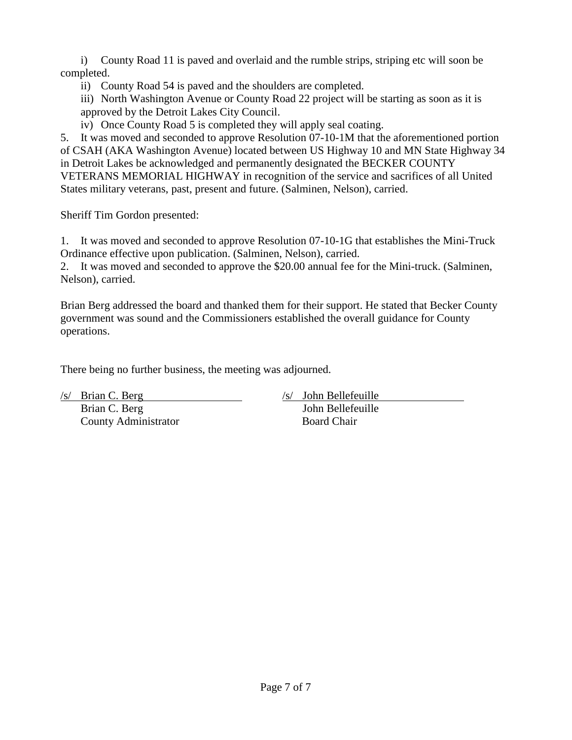i) County Road 11 is paved and overlaid and the rumble strips, striping etc will soon be completed.

ii) County Road 54 is paved and the shoulders are completed.

iii) North Washington Avenue or County Road 22 project will be starting as soon as it is approved by the Detroit Lakes City Council.

iv) Once County Road 5 is completed they will apply seal coating.

5. It was moved and seconded to approve Resolution 07-10-1M that the aforementioned portion of CSAH (AKA Washington Avenue) located between US Highway 10 and MN State Highway 34 in Detroit Lakes be acknowledged and permanently designated the BECKER COUNTY VETERANS MEMORIAL HIGHWAY in recognition of the service and sacrifices of all United States military veterans, past, present and future. (Salminen, Nelson), carried.

Sheriff Tim Gordon presented:

1. It was moved and seconded to approve Resolution 07-10-1G that establishes the Mini-Truck Ordinance effective upon publication. (Salminen, Nelson), carried.
2. It was moved and seconded to approve the $20.00 annual fee for the Mini-truck. (Salminen, Nelson), carried.

Brian Berg addressed the board and thanked them for their support. He stated that Becker County government was sound and the Commissioners established the overall guidance for County operations.

There being no further business, the meeting was adjourned.

| | |
|---|---|
| /s/ Brian C. Berg | /s/ John Bellefeuille |
| Brian C. Berg | John Bellefeuille |
| County Administrator | Board Chair |